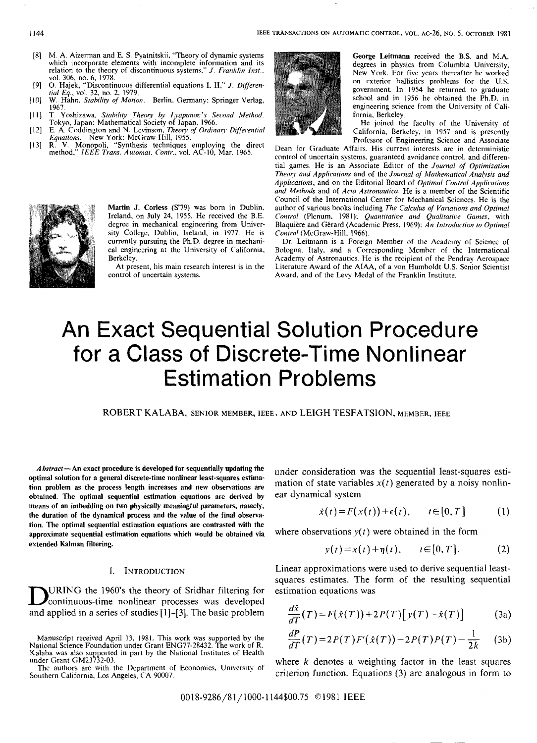[8] M. A. Aizerman and E. S. Pyatnitskii, "Theory of dynamic systems which incorporate elements with incomplete information and its relation to the theory of discontinuous systems," *J. Franklin Inst.*, vol. 306, no. 6, 1978.

[9] O. Hajek, "Discontinuous differential equations I, II," *J. Differential Eq.*, vol. 32, no. 2, 1979.

[10] W. Hahn, *Stability of Motion*. Berlin, Germany: Springer Verlag, 1967.

[11] T. Yoshizawa, *Stability Theory by Lyapunov's Second Method*. Tokyo, Japan: Mathematical Society of Japan, 1966.

[12] E. A. Coddington and N. Levinson, *Theory of Ordinary Differential Equations*. New York: McGraw-Hill, 1955.

[13] R. V. Monopoli, "Synthesis techniques employing the direct method," *IEEE Trans. Automat. Contr.*, vol. AC-10, Mar. 1965.

**Martin J. Corless** (S'79) was born in Dublin, Ireland, on July 24, 1955. He received the B.E. degree in mechanical engineering from University College, Dublin, Ireland, in 1977. He is currently pursuing the Ph.D. degree in mechanical engineering at the University of California, Berkeley.

At present, his main research interest is in the control of uncertain systems.

**George Leitmann** received the B.S. and M.A. degrees in physics from Columbia University, New York. For five years thereafter he worked on exterior ballistics problems for the U.S. government. In 1954 he returned to graduate school and in 1956 he obtained the Ph.D. in engineering science from the University of California, Berkeley.

He joined the faculty of the University of California, Berkeley, in 1957 and is presently Professor of Engineering Science and Associate Dean for Graduate Affairs. His current interests are in deterministic control of uncertain systems, guaranteed avoidance control, and differential games. He is an Associate Editor of the *Journal of Optimization Theory and Applications* and of the *Journal of Mathematical Analysis and Applications*, and on the Editorial Board of *Optimal Control Applications and Methods* and of *Acta Astronautica*. He is a member of the Scientific Council of the International Center for Mechanical Sciences. He is the author of various books including *The Calculus of Variations and Optimal Control* (Plenum, 1981); *Quantitative and Qualitative Games*, with Blaquière and Gérard (Academic Press, 1969); *An Introduction to Optimal Control* (McGraw-Hill, 1966).

Dr. Leitmann is a Foreign Member of the Academy of Science of Bologna, Italy, and a Corresponding Member of the International Academy of Astronautics. He is the recipient of the Pendray Aerospace Literature Award of the AIAA, of a von Humboldt U.S. Senior Scientist Award, and of the Levy Medal of the Franklin Institute.

# An Exact Sequential Solution Procedure for a Class of Discrete-Time Nonlinear Estimation Problems

ROBERT KALABA, SENIOR MEMBER, IEEE, AND LEIGH TESFATSION, MEMBER, IEEE

***Abstract*—An exact procedure is developed for sequentially updating the optimal solution for a general discrete-time nonlinear least-squares estimation problem as the process length increases and new observations are obtained. The optimal sequential estimation equations are derived by means of an imbedding on two physically meaningful parameters, namely, the duration of the dynamical process and the value of the final observation. The optimal sequential estimation equations are contrasted with the approximate sequential estimation equations which would be obtained via extended Kalman filtering.**

## I. Introduction

During the 1960's the theory of Sridhar filtering for continuous-time nonlinear processes was developed and applied in a series of studies [1]–[3]. The basic problem under consideration was the sequential least-squares estimation of state variables $x(t)$ generated by a noisy nonlinear dynamical system

$$\dot{x}(t) = F(x(t)) + \epsilon(t), \qquad t \in [0, T] \tag{1}$$

where observations $y(t)$ were obtained in the form

$$y(t) = x(t) + \eta(t), \qquad t \in [0, T]. \tag{2}$$

Linear approximations were used to derive sequential least-squares estimates. The form of the resulting sequential estimation equations was

$$\frac{d\hat{x}}{dT}(T) = F(\hat{x}(T)) + 2P(T)[y(T) - \hat{x}(T)] \tag{3a}$$

$$\frac{dP}{dT}(T) = 2P(T)F'(\hat{x}(T)) - 2P(T)P(T) - \frac{1}{2k} \tag{3b}$$

where $k$ denotes a weighting factor in the least squares criterion function. Equations (3) are analogous in form to

Manuscript received April 13, 1981. This work was supported by the National Science Foundation under Grant ENG77-28432. The work of R. Kalaba was also supported in part by the National Institutes of Health under Grant GM23732-03.

The authors are with the Department of Economics, University of Southern California, Los Angeles, CA 90007.

0018-9286/81/1000-1144$00.75 ©1981 IEEE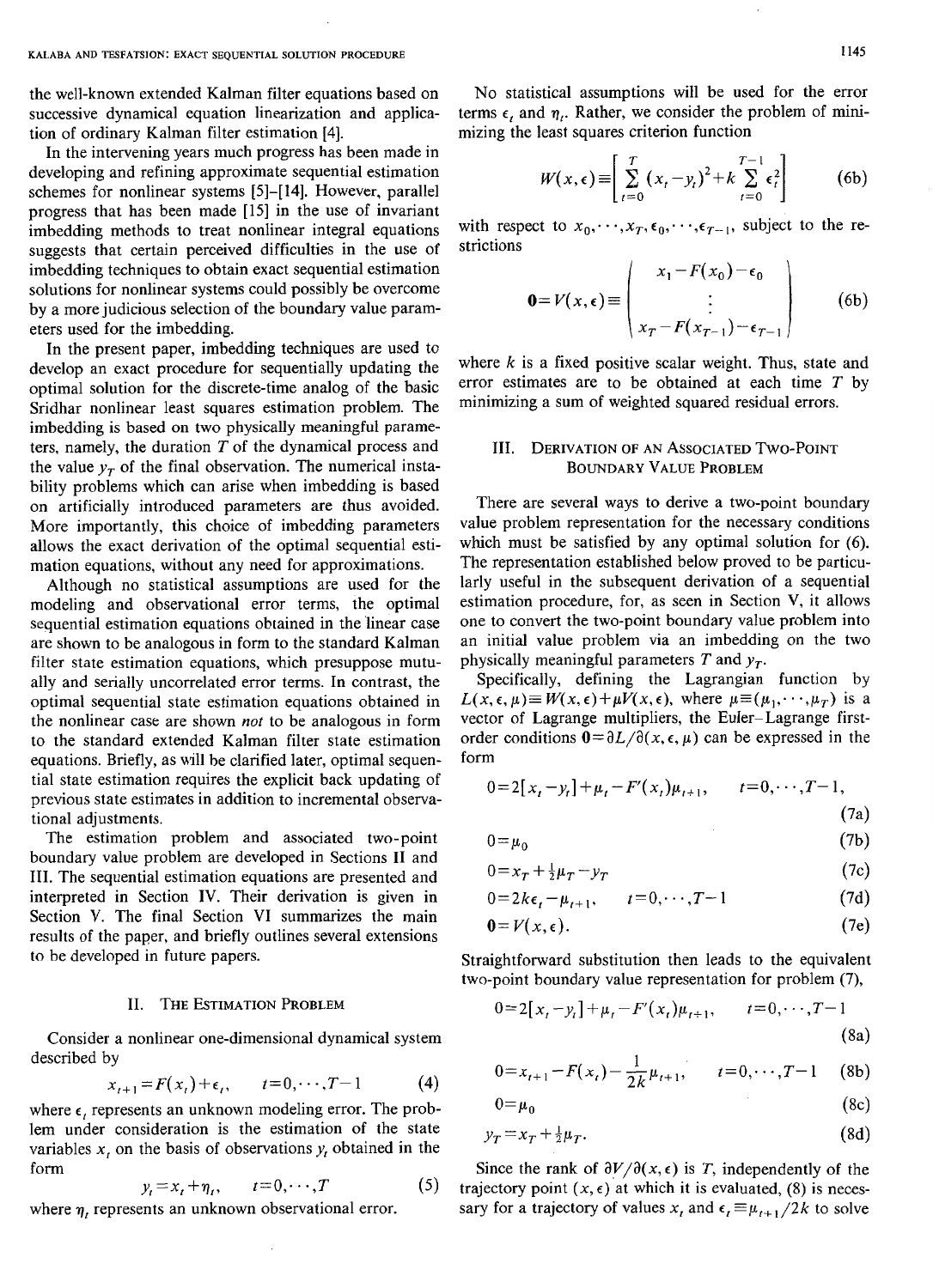the well-known extended Kalman filter equations based on successive dynamical equation linearization and application of ordinary Kalman filter estimation [4].

In the intervening years much progress has been made in developing and refining approximate sequential estimation schemes for nonlinear systems [5]–[14]. However, parallel progress that has been made [15] in the use of invariant imbedding methods to treat nonlinear integral equations suggests that certain perceived difficulties in the use of imbedding techniques to obtain exact sequential estimation solutions for nonlinear systems could possibly be overcome by a more judicious selection of the boundary value parameters used for the imbedding.

In the present paper, imbedding techniques are used to develop an exact procedure for sequentially updating the optimal solution for the discrete-time analog of the basic Sridhar nonlinear least squares estimation problem. The imbedding is based on two physically meaningful parameters, namely, the duration $T$ of the dynamical process and the value $y_T$ of the final observation. The numerical instability problems which can arise when imbedding is based on artificially introduced parameters are thus avoided. More importantly, this choice of imbedding parameters allows the exact derivation of the optimal sequential estimation equations, without any need for approximations.

Although no statistical assumptions are used for the modeling and observational error terms, the optimal sequential estimation equations obtained in the linear case are shown to be analogous in form to the standard Kalman filter state estimation equations, which presuppose mutually and serially uncorrelated error terms. In contrast, the optimal sequential state estimation equations obtained in the nonlinear case are shown *not* to be analogous in form to the standard extended Kalman filter state estimation equations. Briefly, as will be clarified later, optimal sequential state estimation requires the explicit back updating of previous state estimates in addition to incremental observational adjustments.

The estimation problem and associated two-point boundary value problem are developed in Sections II and III. The sequential estimation equations are presented and interpreted in Section IV. Their derivation is given in Section V. The final Section VI summarizes the main results of the paper, and briefly outlines several extensions to be developed in future papers.

## II. The Estimation Problem

Consider a nonlinear one-dimensional dynamical system described by

$$x_{t+1}=F(x_t)+\epsilon_t, \qquad t=0,\cdots,T-1 \tag{4}$$

where $\epsilon_t$ represents an unknown modeling error. The problem under consideration is the estimation of the state variables $x_t$ on the basis of observations $y_t$ obtained in the form

$$y_t=x_t+\eta_t, \qquad t=0,\cdots,T \tag{5}$$

where $\eta_t$ represents an unknown observational error.

No statistical assumptions will be used for the error terms $\epsilon_t$ and $\eta_t$. Rather, we consider the problem of minimizing the least squares criterion function

$$W(x,\epsilon)\equiv\left[\sum_{t=0}^{T}(x_t-y_t)^2+k\sum_{t=0}^{T-1}\epsilon_t^2\right] \tag{6b}$$

with respect to $x_0,\cdots,x_T,\epsilon_0,\cdots,\epsilon_{T-1}$, subject to the restrictions

$$\mathbf{0}=V(x,\epsilon)\equiv\begin{pmatrix} x_1-F(x_0)-\epsilon_0 \\ \vdots \\ x_T-F(x_{T-1})-\epsilon_{T-1}\end{pmatrix} \tag{6b}$$

where $k$ is a fixed positive scalar weight. Thus, state and error estimates are to be obtained at each time $T$ by minimizing a sum of weighted squared residual errors.

## III. Derivation of an Associated Two-Point Boundary Value Problem

There are several ways to derive a two-point boundary value problem representation for the necessary conditions which must be satisfied by any optimal solution for (6). The representation established below proved to be particularly useful in the subsequent derivation of a sequential estimation procedure, for, as seen in Section V, it allows one to convert the two-point boundary value problem into an initial value problem via an imbedding on the two physically meaningful parameters $T$ and $y_T$.

Specifically, defining the Lagrangian function by $L(x,\epsilon,\mu)\equiv W(x,\epsilon)+\mu V(x,\epsilon)$, where $\mu\equiv(\mu_1,\cdots,\mu_T)$ is a vector of Lagrange multipliers, the Euler–Lagrange first-order conditions $\mathbf{0}=\partial L/\partial(x,\epsilon,\mu)$ can be expressed in the form

$$0=2[x_t-y_t]+\mu_t-F'(x_t)\mu_{t+1}, \qquad t=0,\cdots,T-1, \tag{7a}$$

$$0=\mu_0 \tag{7b}$$

$$0=x_T+\tfrac{1}{2}\mu_T-y_T \tag{7c}$$

$$0=2k\epsilon_t-\mu_{t+1}, \qquad t=0,\cdots,T-1 \tag{7d}$$

$$\mathbf{0}=V(x,\epsilon). \tag{7e}$$

Straightforward substitution then leads to the equivalent two-point boundary value representation for problem (7),

$$0=2[x_t-y_t]+\mu_t-F'(x_t)\mu_{t+1}, \qquad t=0,\cdots,T-1 \tag{8a}$$

$$0=x_{t+1}-F(x_t)-\frac{1}{2k}\mu_{t+1}, \qquad t=0,\cdots,T-1 \tag{8b}$$

$$0=\mu_0 \tag{8c}$$

$$y_T=x_T+\tfrac{1}{2}\mu_T. \tag{8d}$$

Since the rank of $\partial V/\partial(x,\epsilon)$ is $T$, independently of the trajectory point $(x,\epsilon)$ at which it is evaluated, (8) is necessary for a trajectory of values $x_t$ and $\epsilon_t\equiv\mu_{t+1}/2k$ to solve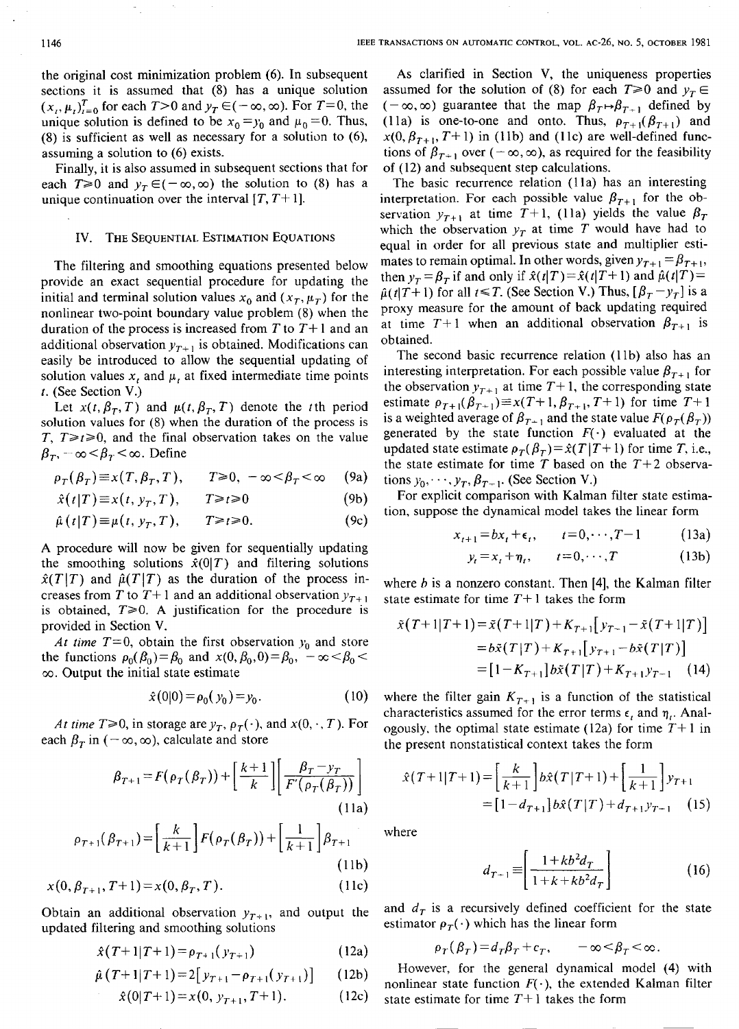the original cost minimization problem (6). In subsequent sections it is assumed that (8) has a unique solution $(x_t, \mu_t)_{t=0}^T$ for each $T>0$ and $y_T \in (-\infty, \infty)$. For $T=0$, the unique solution is defined to be $x_0 = y_0$ and $\mu_0 = 0$. Thus, (8) is sufficient as well as necessary for a solution to (6), assuming a solution to (6) exists.

Finally, it is also assumed in subsequent sections that for each $T \geq 0$ and $y_T \in (-\infty, \infty)$ the solution to (8) has a unique continuation over the interval $[T, T+1]$.

## IV. The Sequential Estimation Equations

The filtering and smoothing equations presented below provide an exact sequential procedure for updating the initial and terminal solution values $x_0$ and $(x_T, \mu_T)$ for the nonlinear two-point boundary value problem (8) when the duration of the process is increased from $T$ to $T+1$ and an additional observation $y_{T+1}$ is obtained. Modifications can easily be introduced to allow the sequential updating of solution values $x_t$ and $\mu_t$ at fixed intermediate time points $t$. (See Section V.)

Let $x(t, \beta_T, T)$ and $\mu(t, \beta_T, T)$ denote the $t$th period solution values for (8) when the duration of the process is $T$, $T \geq t \geq 0$, and the final observation takes on the value $\beta_T$, $-\infty < \beta_T < \infty$. Define

$$\rho_T(\beta_T) \equiv x(T, \beta_T, T), \qquad T \geq 0, \quad -\infty < \beta_T < \infty \tag{9a}$$

$$\hat{x}(t|T) \equiv x(t, y_T, T), \qquad T \geq t \geq 0 \tag{9b}$$

$$\hat{\mu}(t|T) \equiv \mu(t, y_T, T), \qquad T \geq t \geq 0. \tag{9c}$$

A procedure will now be given for sequentially updating the smoothing solutions $\hat{x}(0|T)$ and filtering solutions $\hat{x}(T|T)$ and $\hat{\mu}(T|T)$ as the duration of the process increases from $T$ to $T+1$ and an additional observation $y_{T+1}$ is obtained, $T \geq 0$. A justification for the procedure is provided in Section V.

*At time* $T=0$, obtain the first observation $y_0$ and store the functions $\rho_0(\beta_0) = \beta_0$ and $x(0, \beta_0, 0) = \beta_0$, $-\infty < \beta_0 < \infty$. Output the initial state estimate

$$\hat{x}(0|0) = \rho_0(y_0) = y_0. \tag{10}$$

*At time* $T \geq 0$, in storage are $y_T$, $\rho_T(\cdot)$, and $x(0, \cdot, T)$. For each $\beta_T$ in $(-\infty, \infty)$, calculate and store

$$\beta_{T+1} = F(\rho_T(\beta_T)) + \left[\frac{k+1}{k}\right]\left[\frac{\beta_T - y_T}{F'(\rho_T(\beta_T))}\right] \tag{11a}$$

$$\rho_{T+1}(\beta_{T+1}) = \left[\frac{k}{k+1}\right] F(\rho_T(\beta_T)) + \left[\frac{1}{k+1}\right]\beta_{T+1} \tag{11b}$$

$$x(0, \beta_{T+1}, T+1) = x(0, \beta_T, T). \tag{11c}$$

Obtain an additional observation $y_{T+1}$, and output the updated filtering and smoothing solutions

$$\hat{x}(T+1|T+1) = \rho_{T+1}(y_{T+1}) \tag{12a}$$

$$\hat{\mu}(T+1|T+1) = 2[y_{T+1} - \rho_{T+1}(y_{T+1})] \tag{12b}$$

$$\hat{x}(0|T+1) = x(0, y_{T+1}, T+1). \tag{12c}$$

As clarified in Section V, the uniqueness properties assumed for the solution of (8) for each $T \geq 0$ and $y_T \in (-\infty, \infty)$ guarantee that the map $\beta_T \mapsto \beta_{T+1}$ defined by (11a) is one-to-one and onto. Thus, $\rho_{T+1}(\beta_{T+1})$ and $x(0, \beta_{T+1}, T+1)$ in (11b) and (11c) are well-defined functions of $\beta_{T+1}$ over $(-\infty, \infty)$, as required for the feasibility of (12) and subsequent step calculations.

The basic recurrence relation (11a) has an interesting interpretation. For each possible value $\beta_{T+1}$ for the observation $y_{T+1}$ at time $T+1$, (11a) yields the value $\beta_T$ which the observation $y_T$ at time $T$ would have had to equal in order for all previous state and multiplier estimates to remain optimal. In other words, given $y_{T+1} = \beta_{T+1}$, then $y_T = \beta_T$ if and only if $\hat{x}(t|T) = \hat{x}(t|T+1)$ and $\hat{\mu}(t|T) = \hat{\mu}(t|T+1)$ for all $t \leq T$. (See Section V.) Thus, $[\beta_T - y_T]$ is a proxy measure for the amount of back updating required at time $T+1$ when an additional observation $\beta_{T+1}$ is obtained.

The second basic recurrence relation (11b) also has an interesting interpretation. For each possible value $\beta_{T+1}$ for the observation $y_{T+1}$ at time $T+1$, the corresponding state estimate $\rho_{T+1}(\beta_{T+1}) \equiv x(T+1, \beta_{T+1}, T+1)$ for time $T+1$ is a weighted average of $\beta_{T+1}$ and the state value $F(\rho_T(\beta_T))$ generated by the state function $F(\cdot)$ evaluated at the updated state estimate $\rho_T(\beta_T) = \hat{x}(T|T+1)$ for time $T$, i.e., the state estimate for time $T$ based on the $T+2$ observations $y_0, \cdots, y_T, \beta_{T+1}$. (See Section V.)

For explicit comparison with Kalman filter state estimation, suppose the dynamical model takes the linear form

$$x_{t+1} = bx_t + \epsilon_t, \qquad t = 0, \cdots, T-1 \tag{13a}$$

$$y_t = x_t + \eta_t, \qquad t = 0, \cdots, T \tag{13b}$$

where $b$ is a nonzero constant. Then [4], the Kalman filter state estimate for time $T+1$ takes the form

$$\begin{aligned}
\hat{x}(T+1|T+1) &= \hat{x}(T+1|T) + K_{T+1}[y_{T+1} - \hat{x}(T+1|T)] \\
&= b\hat{x}(T|T) + K_{T+1}[y_{T+1} - b\hat{x}(T|T)] \\
&= [1 - K_{T+1}]b\hat{x}(T|T) + K_{T+1}y_{T+1}
\end{aligned} \tag{14}$$

where the filter gain $K_{T+1}$ is a function of the statistical characteristics assumed for the error terms $\epsilon_t$ and $\eta_t$. Analogously, the optimal state estimate (12a) for time $T+1$ in the present nonstatistical context takes the form

$$\begin{aligned}
\hat{x}(T+1|T+1) &= \left[\frac{k}{k+1}\right] b\hat{x}(T|T+1) + \left[\frac{1}{k+1}\right] y_{T+1} \\
&= [1 - d_{T+1}]b\hat{x}(T|T) + d_{T+1}y_{T+1}
\end{aligned} \tag{15}$$

where

$$d_{T+1} \equiv \left[\frac{1 + kb^2 d_T}{1 + k + kb^2 d_T}\right] \tag{16}$$

and $d_T$ is a recursively defined coefficient for the state estimator $\rho_T(\cdot)$ which has the linear form

$$\rho_T(\beta_T) = d_T\beta_T + c_T, \qquad -\infty < \beta_T < \infty.$$

However, for the general dynamical model (4) with nonlinear state function $F(\cdot)$, the extended Kalman filter state estimate for time $T+1$ takes the form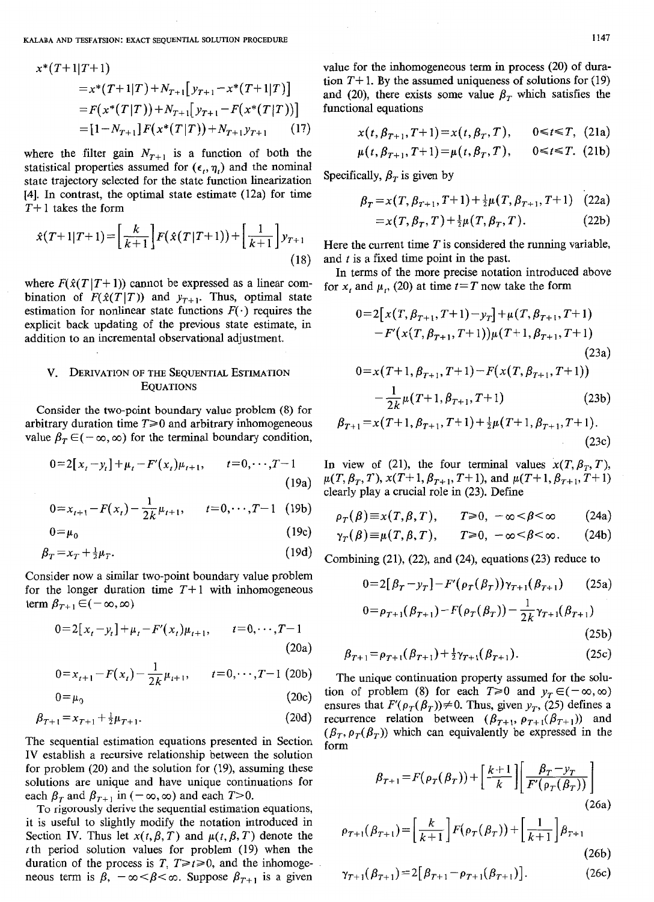$$x^*(T+1|T+1)$$
$$= x^*(T+1|T) + N_{T+1}[y_{T+1} - x^*(T+1|T)]$$
$$= F(x^*(T|T)) + N_{T+1}[y_{T+1} - F(x^*(T|T))]$$
$$= [1 - N_{T+1}]F(x^*(T|T)) + N_{T+1}y_{T+1} \quad (17)$$

where the filter gain $N_{T+1}$ is a function of both the statistical properties assumed for $(\epsilon_t, \eta_t)$ and the nominal state trajectory selected for the state function linearization [4]. In contrast, the optimal state estimate (12a) for time $T+1$ takes the form

$$\hat{x}(T+1|T+1) = \left[\frac{k}{k+1}\right]F(\hat{x}(T|T+1)) + \left[\frac{1}{k+1}\right]y_{T+1} \quad (18)$$

where $F(\hat{x}(T|T+1))$ cannot be expressed as a linear combination of $F(\hat{x}(T|T))$ and $y_{T+1}$. Thus, optimal state estimation for nonlinear state functions $F(\cdot)$ requires the explicit back updating of the previous state estimate, in addition to an incremental observational adjustment.

## V. Derivation of the Sequential Estimation Equations

Consider the two-point boundary value problem (8) for arbitrary duration time $T \geq 0$ and arbitrary inhomogeneous value $\beta_T \in (-\infty, \infty)$ for the terminal boundary condition,

$$0 = 2[x_t - y_t] + \mu_t - F'(x_t)\mu_{t+1}, \qquad t = 0, \cdots, T-1 \quad (19a)$$

$$0 = x_{t+1} - F(x_t) - \frac{1}{2k}\mu_{t+1}, \qquad t = 0, \cdots, T-1 \quad (19b)$$

$$0 = \mu_0 \quad (19c)$$

$$\beta_T = x_T + \tfrac{1}{2}\mu_T. \quad (19d)$$

Consider now a similar two-point boundary value problem for the longer duration time $T+1$ with inhomogeneous term $\beta_{T+1} \in (-\infty, \infty)$

$$0 = 2[x_t - y_t] + \mu_t - F'(x_t)\mu_{t+1}, \qquad t = 0, \cdots, T-1 \quad (20a)$$

$$0 = x_{t+1} - F(x_t) - \frac{1}{2k}\mu_{t+1}, \qquad t = 0, \cdots, T-1 \quad (20b)$$

$$0 = \mu_0 \quad (20c)$$

$$\beta_{T+1} = x_{T+1} + \tfrac{1}{2}\mu_{T+1}. \quad (20d)$$

The sequential estimation equations presented in Section IV establish a recursive relationship between the solution for problem (20) and the solution for (19), assuming these solutions are unique and have unique continuations for each $\beta_T$ and $\beta_{T+1}$ in $(-\infty, \infty)$ and each $T > 0$.

To rigorously derive the sequential estimation equations, it is useful to slightly modify the notation introduced in Section IV. Thus let $x(t, \beta, T)$ and $\mu(t, \beta, T)$ denote the $t$th period solution values for problem (19) when the duration of the process is $T$, $T \geq t \geq 0$, and the inhomogeneous term is $\beta$, $-\infty < \beta < \infty$. Suppose $\beta_{T+1}$ is a given value for the inhomogeneous term in process (20) of duration $T+1$. By the assumed uniqueness of solutions for (19) and (20), there exists some value $\beta_T$ which satisfies the functional equations

$$x(t, \beta_{T+1}, T+1) = x(t, \beta_T, T), \qquad 0 \leq t \leq T, \quad (21a)$$

$$\mu(t, \beta_{T+1}, T+1) = \mu(t, \beta_T, T), \qquad 0 \leq t \leq T. \quad (21b)$$

Specifically, $\beta_T$ is given by

$$\beta_T = x(T, \beta_{T+1}, T+1) + \tfrac{1}{2}\mu(T, \beta_{T+1}, T+1) \quad (22a)$$

$$= x(T, \beta_T, T) + \tfrac{1}{2}\mu(T, \beta_T, T). \quad (22b)$$

Here the current time $T$ is considered the running variable, and $t$ is a fixed time point in the past.

In terms of the more precise notation introduced above for $x_t$ and $\mu_t$, (20) at time $t = T$ now take the form

$$0 = 2[x(T, \beta_{T+1}, T+1) - y_T] + \mu(T, \beta_{T+1}, T+1) - F'(x(T, \beta_{T+1}, T+1))\mu(T+1, \beta_{T+1}, T+1) \quad (23a)$$

$$0 = x(T+1, \beta_{T+1}, T+1) - F(x(T, \beta_{T+1}, T+1)) - \frac{1}{2k}\mu(T+1, \beta_{T+1}, T+1) \quad (23b)$$

$$\beta_{T+1} = x(T+1, \beta_{T+1}, T+1) + \tfrac{1}{2}\mu(T+1, \beta_{T+1}, T+1). \quad (23c)$$

In view of (21), the four terminal values $x(T, \beta_T, T)$, $\mu(T, \beta_T, T)$, $x(T+1, \beta_{T+1}, T+1)$, and $\mu(T+1, \beta_{T+1}, T+1)$ clearly play a crucial role in (23). Define

$$\rho_T(\beta) \equiv x(T, \beta, T), \qquad T \geq 0, \quad -\infty < \beta < \infty \quad (24a)$$

$$\gamma_T(\beta) \equiv \mu(T, \beta, T), \qquad T \geq 0, \quad -\infty < \beta < \infty. \quad (24b)$$

Combining (21), (22), and (24), equations (23) reduce to

$$0 = 2[\beta_T - y_T] - F'(\rho_T(\beta_T))\gamma_{T+1}(\beta_{T+1}) \quad (25a)$$

$$0 = \rho_{T+1}(\beta_{T+1}) - F(\rho_T(\beta_T)) - \frac{1}{2k}\gamma_{T+1}(\beta_{T+1}) \quad (25b)$$

$$\beta_{T+1} = \rho_{T+1}(\beta_{T+1}) + \tfrac{1}{2}\gamma_{T+1}(\beta_{T+1}). \quad (25c)$$

The unique continuation property assumed for the solution of problem (8) for each $T \geq 0$ and $y_T \in (-\infty, \infty)$ ensures that $F'(\rho_T(\beta_T)) \neq 0$. Thus, given $y_T$, (25) defines a recurrence relation between $(\beta_{T+1}, \rho_{T+1}(\beta_{T+1}))$ and $(\beta_T, \rho_T(\beta_T))$ which can equivalently be expressed in the form

$$\beta_{T+1} = F(\rho_T(\beta_T)) + \left[\frac{k+1}{k}\right]\left[\frac{\beta_T - y_T}{F'(\rho_T(\beta_T))}\right] \quad (26a)$$

$$\rho_{T+1}(\beta_{T+1}) = \left[\frac{k}{k+1}\right]F(\rho_T(\beta_T)) + \left[\frac{1}{k+1}\right]\beta_{T+1} \quad (26b)$$

$$\gamma_{T+1}(\beta_{T+1}) = 2[\beta_{T+1} - \rho_{T+1}(\beta_{T+1})]. \quad (26c)$$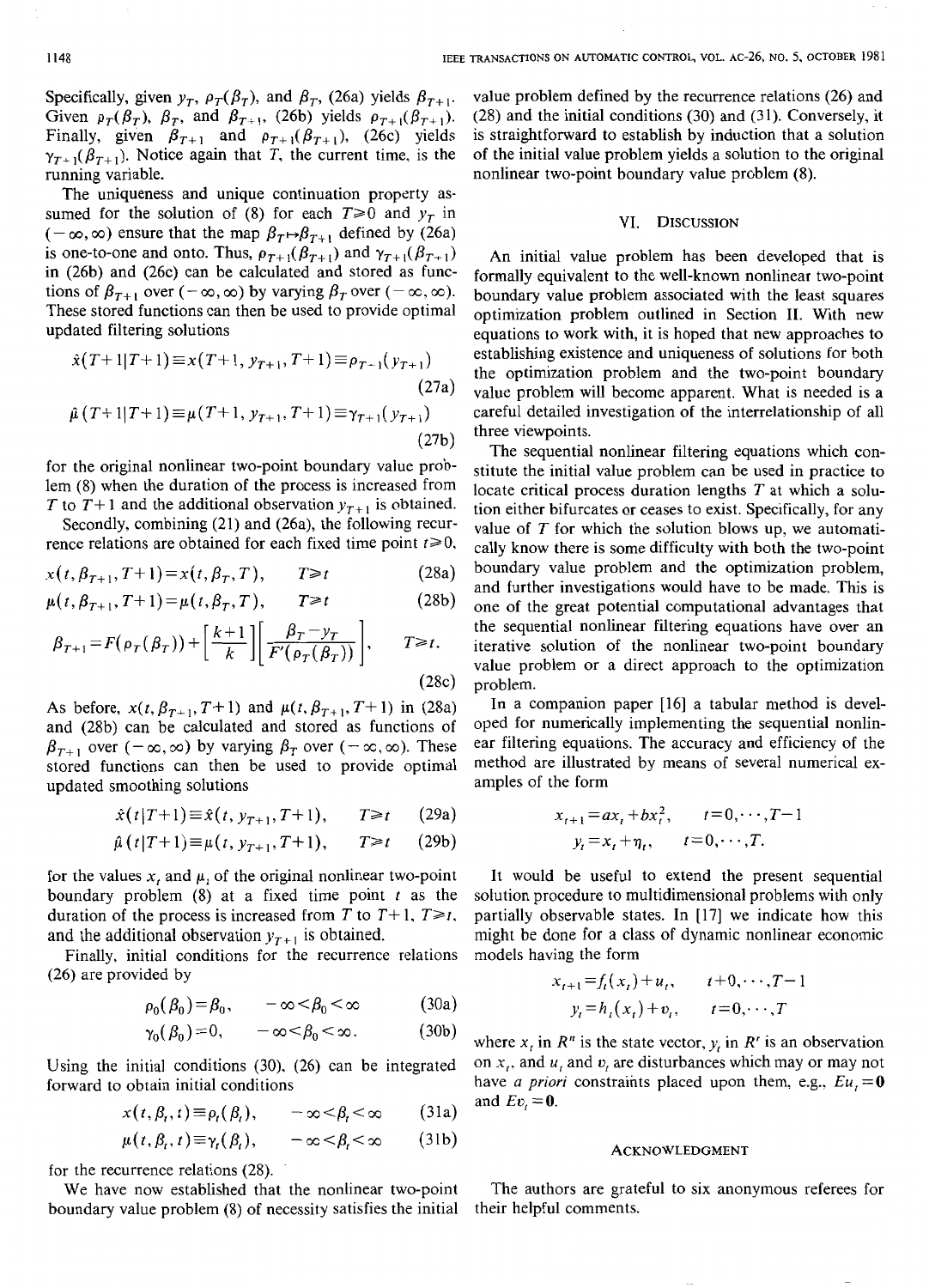Specifically, given $y_T$, $\rho_T(\beta_T)$, and $\beta_T$, (26a) yields $\beta_{T+1}$. Given $\rho_T(\beta_T)$, $\beta_T$, and $\beta_{T+1}$, (26b) yields $\rho_{T+1}(\beta_{T+1})$. Finally, given $\beta_{T+1}$ and $\rho_{T+1}(\beta_{T+1})$, (26c) yields $\gamma_{T+1}(\beta_{T+1})$. Notice again that $T$, the current time, is the running variable.

The uniqueness and unique continuation property assumed for the solution of (8) for each $T\geq 0$ and $y_T$ in $(-\infty,\infty)$ ensure that the map $\beta_T \mapsto \beta_{T+1}$ defined by (26a) is one-to-one and onto. Thus, $\rho_{T+1}(\beta_{T+1})$ and $\gamma_{T+1}(\beta_{T+1})$ in (26b) and (26c) can be calculated and stored as functions of $\beta_{T+1}$ over $(-\infty,\infty)$ by varying $\beta_T$ over $(-\infty,\infty)$. These stored functions can then be used to provide optimal updated filtering solutions

$$\hat{x}(T+1|T+1) \equiv x(T+1, y_{T+1}, T+1) \equiv \rho_{T-1}(y_{T+1}) \tag{27a}$$

$$\hat{\mu}(T+1|T+1) \equiv \mu(T+1, y_{T+1}, T+1) \equiv \gamma_{T+1}(y_{T+1}) \tag{27b}$$

for the original nonlinear two-point boundary value problem (8) when the duration of the process is increased from $T$ to $T+1$ and the additional observation $y_{T+1}$ is obtained.

Secondly, combining (21) and (26a), the following recurrence relations are obtained for each fixed time point $t\geq 0$,

$$x(t,\beta_{T+1},T+1) = x(t,\beta_T,T), \qquad T\geq t \tag{28a}$$

$$\mu(t,\beta_{T+1},T+1) = \mu(t,\beta_T,T), \qquad T\geq t \tag{28b}$$

$$\beta_{T+1} = F(\rho_T(\beta_T)) + \left[\frac{k+1}{k}\right]\left[\frac{\beta_T - y_T}{F'(\rho_T(\beta_T))}\right], \qquad T\geq t. \tag{28c}$$

As before, $x(t,\beta_{T+1},T+1)$ and $\mu(t,\beta_{T+1},T+1)$ in (28a) and (28b) can be calculated and stored as functions of $\beta_{T+1}$ over $(-\infty,\infty)$ by varying $\beta_T$ over $(-\infty,\infty)$. These stored functions can then be used to provide optimal updated smoothing solutions

$$\hat{x}(t|T+1) \equiv \hat{x}(t, y_{T+1}, T+1), \qquad T\geq t \tag{29a}$$

$$\hat{\mu}(t|T+1) \equiv \mu(t, y_{T+1}, T+1), \qquad T\geq t \tag{29b}$$

for the values $x_t$ and $\mu_t$ of the original nonlinear two-point boundary problem (8) at a fixed time point $t$ as the duration of the process is increased from $T$ to $T+1$, $T\geq t$, and the additional observation $y_{T+1}$ is obtained.

Finally, initial conditions for the recurrence relations (26) are provided by

$$\rho_0(\beta_0) = \beta_0, \qquad -\infty < \beta_0 < \infty \tag{30a}$$

$$\gamma_0(\beta_0) = 0, \qquad -\infty < \beta_0 < \infty. \tag{30b}$$

Using the initial conditions (30), (26) can be integrated forward to obtain initial conditions

$$x(t,\beta_t,t) \equiv \rho_t(\beta_t), \qquad -\infty < \beta_t < \infty \tag{31a}$$

$$\mu(t,\beta_t,t) \equiv \gamma_t(\beta_t), \qquad -\infty < \beta_t < \infty \tag{31b}$$

for the recurrence relations (28).

We have now established that the nonlinear two-point boundary value problem (8) of necessity satisfies the initial value problem defined by the recurrence relations (26) and (28) and the initial conditions (30) and (31). Conversely, it is straightforward to establish by induction that a solution of the initial value problem yields a solution to the original nonlinear two-point boundary value problem (8).

## VI. Discussion

An initial value problem has been developed that is formally equivalent to the well-known nonlinear two-point boundary value problem associated with the least squares optimization problem outlined in Section II. With new equations to work with, it is hoped that new approaches to establishing existence and uniqueness of solutions for both the optimization problem and the two-point boundary value problem will become apparent. What is needed is a careful detailed investigation of the interrelationship of all three viewpoints.

The sequential nonlinear filtering equations which constitute the initial value problem can be used in practice to locate critical process duration lengths $T$ at which a solution either bifurcates or ceases to exist. Specifically, for any value of $T$ for which the solution blows up, we automatically know there is some difficulty with both the two-point boundary value problem and the optimization problem, and further investigations would have to be made. This is one of the great potential computational advantages that the sequential nonlinear filtering equations have over an iterative solution of the nonlinear two-point boundary value problem or a direct approach to the optimization problem.

In a companion paper [16] a tabular method is developed for numerically implementing the sequential nonlinear filtering equations. The accuracy and efficiency of the method are illustrated by means of several numerical examples of the form

$$x_{t+1} = ax_t + bx_t^2, \qquad t=0,\cdots,T-1$$

$$y_t = x_t + \eta_t, \qquad t=0,\cdots,T.$$

It would be useful to extend the present sequential solution procedure to multidimensional problems with only partially observable states. In [17] we indicate how this might be done for a class of dynamic nonlinear economic models having the form

$$x_{t+1} = f_t(x_t) + u_t, \qquad t+0,\cdots,T-1$$

$$y_t = h_t(x_t) + v_t, \qquad t=0,\cdots,T$$

where $x_t$ in $R^n$ is the state vector, $y_t$ in $R^r$ is an observation on $x_t$, and $u_t$ and $v_t$ are disturbances which may or may not have *a priori* constraints placed upon them, e.g., $Eu_t = \mathbf{0}$ and $Ev_t = \mathbf{0}$.

## Acknowledgment

The authors are grateful to six anonymous referees for their helpful comments.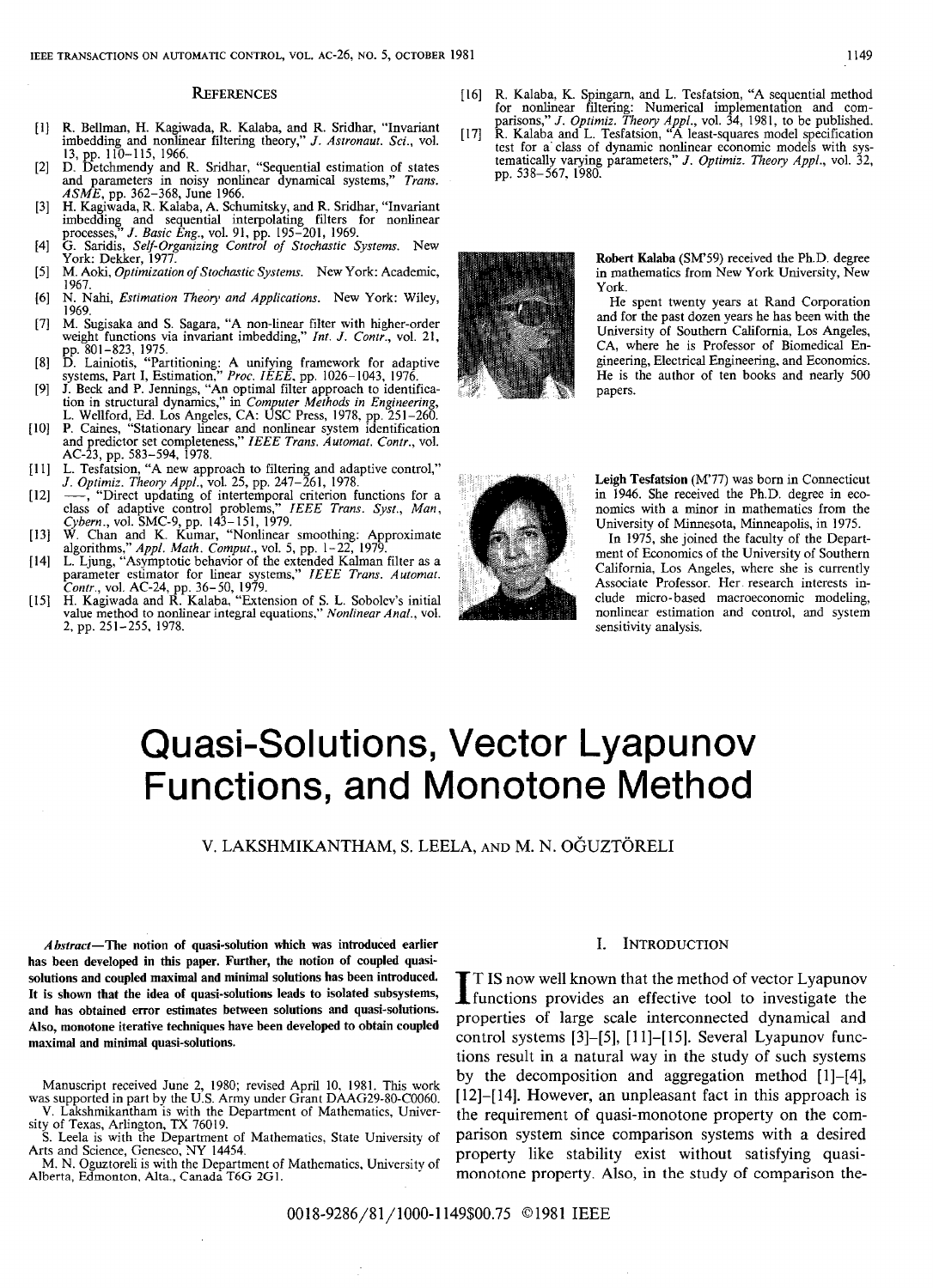## REFERENCES

[1] R. Bellman, H. Kagiwada, R. Kalaba, and R. Sridhar, "Invariant imbedding and nonlinear filtering theory," *J. Astronaut. Sci.*, vol. 13, pp. 110–115, 1966.

[2] D. Detchmendy and R. Sridhar, "Sequential estimation of states and parameters in noisy nonlinear dynamical systems," *Trans. ASME*, pp. 362–368, June 1966.

[3] H. Kagiwada, R. Kalaba, A. Schumitsky, and R. Sridhar, "Invariant imbedding and sequential interpolating filters for nonlinear processes," *J. Basic Eng.*, vol. 91, pp. 195–201, 1969.

[4] G. Saridis, *Self-Organizing Control of Stochastic Systems*. New York: Dekker, 1977.

[5] M. Aoki, *Optimization of Stochastic Systems*. New York: Academic, 1967.

[6] N. Nahi, *Estimation Theory and Applications*. New York: Wiley, 1969.

[7] M. Sugisaka and S. Sagara, "A non-linear filter with higher-order weight functions via invariant imbedding," *Int. J. Contr.*, vol. 21, pp. 801–823, 1975.

[8] D. Lainiotis, "Partitioning: A unifying framework for adaptive systems, Part I, Estimation," *Proc. IEEE*, pp. 1026–1043, 1976.

[9] J. Beck and P. Jennings, "An optimal filter approach to identification in structural dynamics," in *Computer Methods in Engineering*, L. Wellford, Ed. Los Angeles, CA: USC Press, 1978, pp. 251–260.

[10] P. Caines, "Stationary linear and nonlinear system identification and predictor set completeness," *IEEE Trans. Automat. Contr.*, vol. AC-23, pp. 583–594, 1978.

[11] L. Tesfatsion, "A new approach to filtering and adaptive control," *J. Optimiz. Theory Appl.*, vol. 25, pp. 247–261, 1978.

[12] —, "Direct updating of intertemporal criterion functions for a class of adaptive control problems," *IEEE Trans. Syst., Man, Cybern.*, vol. SMC-9, pp. 143–151, 1979.

[13] W. Chan and K. Kumar, "Nonlinear smoothing: Approximate algorithms," *Appl. Math. Comput.*, vol. 5, pp. 1–22, 1979.

[14] L. Ljung, "Asymptotic behavior of the extended Kalman filter as a parameter estimator for linear systems," *IEEE Trans. Automat. Contr.*, vol. AC-24, pp. 36–50, 1979.

[15] H. Kagiwada and R. Kalaba, "Extension of S. L. Sobolev's initial value method to nonlinear integral equations," *Nonlinear Anal.*, vol. 2, pp. 251–255, 1978.

[16] R. Kalaba, K. Spingarn, and L. Tesfatsion, "A sequential method for nonlinear filtering: Numerical implementation and comparisons," *J. Optimiz. Theory Appl.*, vol. 34, 1981, to be published.

[17] R. Kalaba and L. Tesfatsion, "A least-squares model specification test for a class of dynamic nonlinear economic models with systematically varying parameters," *J. Optimiz. Theory Appl.*, vol. 32, pp. 538–567, 1980.

**Robert Kalaba** (SM'59) received the Ph.D. degree in mathematics from New York University, New York.

He spent twenty years at Rand Corporation and for the past dozen years he has been with the University of Southern California, Los Angeles, CA, where he is Professor of Biomedical Engineering, Electrical Engineering, and Economics. He is the author of ten books and nearly 500 papers.

**Leigh Tesfatsion** (M'77) was born in Connecticut in 1946. She received the Ph.D. degree in economics with a minor in mathematics from the University of Minnesota, Minneapolis, in 1975.

In 1975, she joined the faculty of the Department of Economics of the University of Southern California, Los Angeles, where she is currently Associate Professor. Her research interests include micro-based macroeconomic modeling, nonlinear estimation and control, and system sensitivity analysis.

# Quasi-Solutions, Vector Lyapunov Functions, and Monotone Method

V. LAKSHMIKANTHAM, S. LEELA, AND M. N. OĞUZTÖRELI

***Abstract*—The notion of quasi-solution which was introduced earlier has been developed in this paper. Further, the notion of coupled quasi-solutions and coupled maximal and minimal solutions has been introduced. It is shown that the idea of quasi-solutions leads to isolated subsystems, and has obtained error estimates between solutions and quasi-solutions. Also, monotone iterative techniques have been developed to obtain coupled maximal and minimal quasi-solutions.**

Manuscript received June 2, 1980; revised April 10, 1981. This work was supported in part by the U.S. Army under Grant DAAG29-80-C0060.

V. Lakshmikantham is with the Department of Mathematics, University of Texas, Arlington, TX 76019.

S. Leela is with the Department of Mathematics, State University of Arts and Science, Geneseo, NY 14454.

M. N. Oguztoreli is with the Department of Mathematics, University of Alberta, Edmonton, Alta., Canada T6G 2G1.

## I. INTRODUCTION

It is now well known that the method of vector Lyapunov functions provides an effective tool to investigate the properties of large scale interconnected dynamical and control systems [3]–[5], [11]–[15]. Several Lyapunov functions result in a natural way in the study of such systems by the decomposition and aggregation method [1]–[4], [12]–[14]. However, an unpleasant fact in this approach is the requirement of quasi-monotone property on the comparison system since comparison systems with a desired property like stability exist without satisfying quasi-monotone property. Also, in the study of comparison the-

0018-9286/81/1000-1149$00.75 ©1981 IEEE